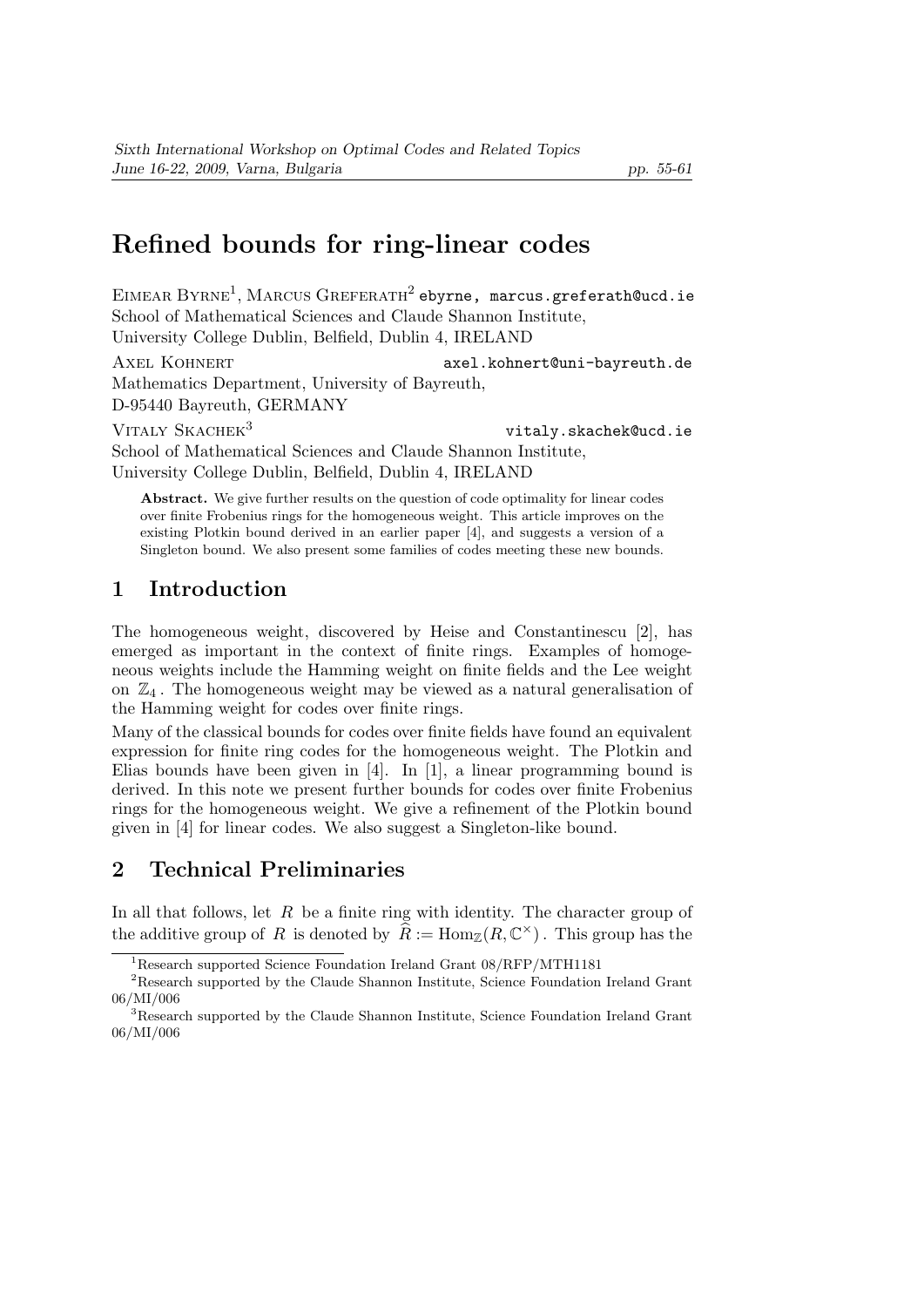# Refined bounds for ring-linear codes

Eimear Byrne[1], Marcus Greferath[2] ebyrne, marcus.greferath@ucd.ie
School of Mathematical Sciences and Claude Shannon Institute,
University College Dublin, Belfield, Dublin 4, IRELAND

Axel Kohnert axel.kohnert@uni-bayreuth.de
Mathematics Department, University of Bayreuth,
D-95440 Bayreuth, GERMANY

Vitaly Skachek[3] vitaly.skachek@ucd.ie
School of Mathematical Sciences and Claude Shannon Institute,
University College Dublin, Belfield, Dublin 4, IRELAND

**Abstract.** We give further results on the question of code optimality for linear codes over finite Frobenius rings for the homogeneous weight. This article improves on the existing Plotkin bound derived in an earlier paper [4], and suggests a version of a Singleton bound. We also present some families of codes meeting these new bounds.

## 1 Introduction

The homogeneous weight, discovered by Heise and Constantinescu [2], has emerged as important in the context of finite rings. Examples of homogeneous weights include the Hamming weight on finite fields and the Lee weight on $\mathbb{Z}_4$. The homogeneous weight may be viewed as a natural generalisation of the Hamming weight for codes over finite rings.

Many of the classical bounds for codes over finite fields have found an equivalent expression for finite ring codes for the homogeneous weight. The Plotkin and Elias bounds have been given in [4]. In [1], a linear programming bound is derived. In this note we present further bounds for codes over finite Frobenius rings for the homogeneous weight. We give a refinement of the Plotkin bound given in [4] for linear codes. We also suggest a Singleton-like bound.

## 2 Technical Preliminaries

In all that follows, let $R$ be a finite ring with identity. The character group of the additive group of $R$ is denoted by $\widehat{R} := \mathrm{Hom}_{\mathbb{Z}}(R, \mathbb{C}^{\times})$. This group has the

[1]Research supported Science Foundation Ireland Grant 08/RFP/MTH1181

[2]Research supported by the Claude Shannon Institute, Science Foundation Ireland Grant 06/MI/006

[3]Research supported by the Claude Shannon Institute, Science Foundation Ireland Grant 06/MI/006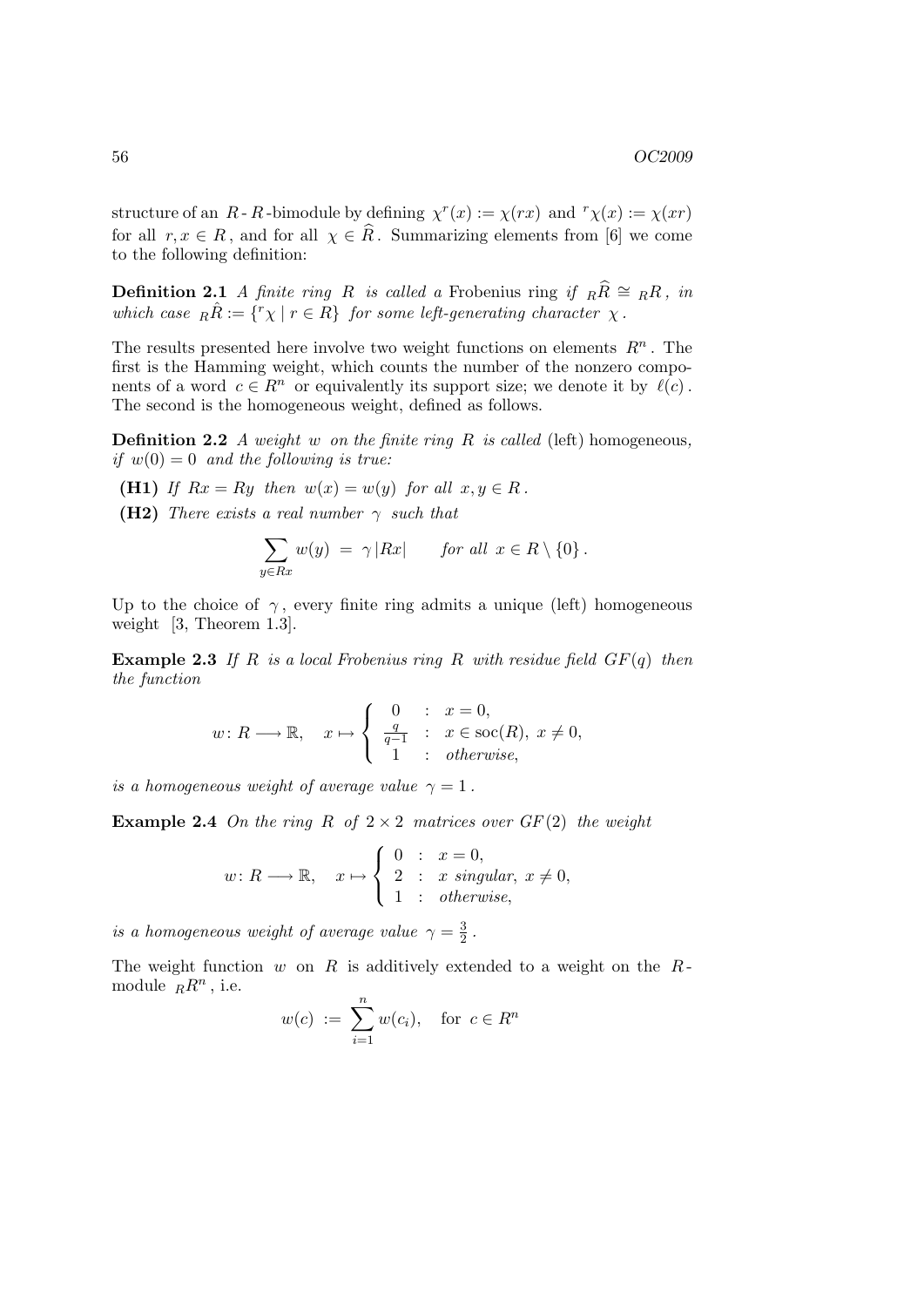structure of an $R$-$R$-bimodule by defining $\chi^r(x) := \chi(rx)$ and ${}^r\chi(x) := \chi(xr)$ for all $r, x \in R$, and for all $\chi \in \widehat{R}$. Summarizing elements from [6] we come to the following definition:

**Definition 2.1** *A finite ring $R$ is called a* Frobenius ring *if ${}_R\widehat{R} \cong {}_RR$, in which case ${}_R\hat{R} := \{{}^r\chi \mid r \in R\}$ for some left-generating character $\chi$.*

The results presented here involve two weight functions on elements $R^n$. The first is the Hamming weight, which counts the number of the nonzero components of a word $c \in R^n$ or equivalently its support size; we denote it by $\ell(c)$. The second is the homogeneous weight, defined as follows.

**Definition 2.2** *A weight $w$ on the finite ring $R$ is called* (left) homogeneous*, if $w(0) = 0$ and the following is true:*

- **(H1)** *If $Rx = Ry$ then $w(x) = w(y)$ for all $x, y \in R$.*
- **(H2)** *There exists a real number $\gamma$ such that*

$$\sum_{y \in Rx} w(y) \;=\; \gamma\, |Rx| \qquad \text{for all } x \in R \setminus \{0\}\,.$$

Up to the choice of $\gamma$, every finite ring admits a unique (left) homogeneous weight [3, Theorem 1.3].

**Example 2.3** *If $R$ is a local Frobenius ring $R$ with residue field $GF(q)$ then the function*

$$w\colon R \longrightarrow \mathbb{R}, \quad x \mapsto \begin{cases} 0 & : \; x = 0, \\ \frac{q}{q-1} & : \; x \in \operatorname{soc}(R),\; x \neq 0, \\ 1 & : \; \textit{otherwise}, \end{cases}$$

*is a homogeneous weight of average value $\gamma = 1$.*

**Example 2.4** *On the ring $R$ of $2 \times 2$ matrices over $GF(2)$ the weight*

$$w\colon R \longrightarrow \mathbb{R}, \quad x \mapsto \begin{cases} 0 & : \; x = 0, \\ 2 & : \; x \textit{ singular},\; x \neq 0, \\ 1 & : \; \textit{otherwise}, \end{cases}$$

*is a homogeneous weight of average value $\gamma = \frac{3}{2}$.*

The weight function $w$ on $R$ is additively extended to a weight on the $R$-module ${}_RR^n$, i.e.

$$w(c) \;:=\; \sum_{i=1}^{n} w(c_i), \quad \text{for } c \in R^n$$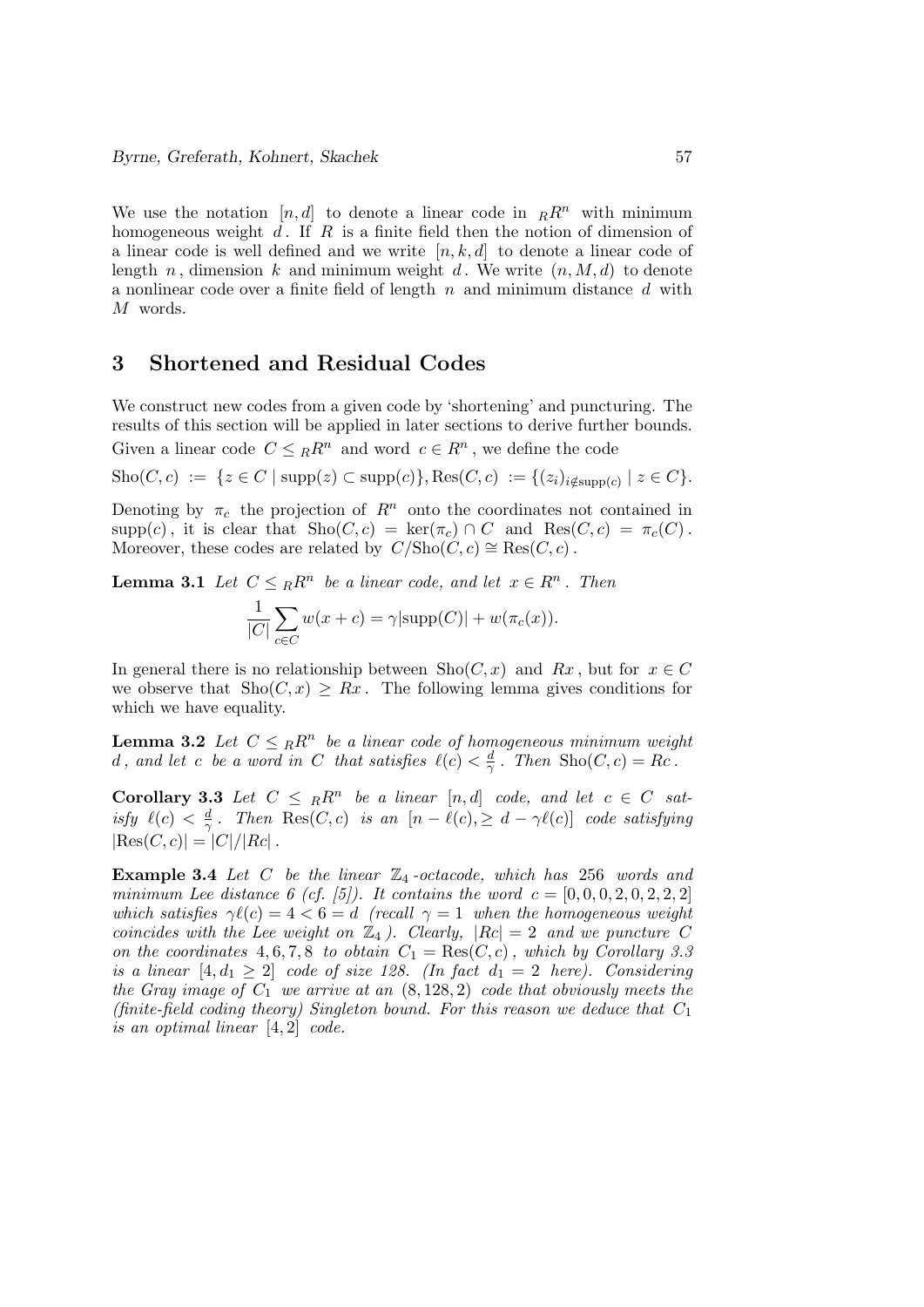We use the notation $[n, d]$ to denote a linear code in ${}_RR^n$ with minimum homogeneous weight $d$. If $R$ is a finite field then the notion of dimension of a linear code is well defined and we write $[n, k, d]$ to denote a linear code of length $n$, dimension $k$ and minimum weight $d$. We write $(n, M, d)$ to denote a nonlinear code over a finite field of length $n$ and minimum distance $d$ with $M$ words.

## 3 Shortened and Residual Codes

We construct new codes from a given code by 'shortening' and puncturing. The results of this section will be applied in later sections to derive further bounds. Given a linear code $C \leq {}_RR^n$ and word $c \in R^n$, we define the code

$$\mathrm{Sho}(C, c) := \{z \in C \mid \mathrm{supp}(z) \subset \mathrm{supp}(c)\}, \mathrm{Res}(C, c) := \{(z_i)_{i \notin \mathrm{supp}(c)} \mid z \in C\}.$$

Denoting by $\pi_c$ the projection of $R^n$ onto the coordinates not contained in $\mathrm{supp}(c)$, it is clear that $\mathrm{Sho}(C, c) = \ker(\pi_c) \cap C$ and $\mathrm{Res}(C, c) = \pi_c(C)$. Moreover, these codes are related by $C/\mathrm{Sho}(C, c) \cong \mathrm{Res}(C, c)$.

**Lemma 3.1** *Let $C \leq {}_RR^n$ be a linear code, and let $x \in R^n$. Then*

$$\frac{1}{|C|} \sum_{c \in C} w(x + c) = \gamma |\mathrm{supp}(C)| + w(\pi_c(x)).$$

In general there is no relationship between $\mathrm{Sho}(C, x)$ and $Rx$, but for $x \in C$ we observe that $\mathrm{Sho}(C, x) \geq Rx$. The following lemma gives conditions for which we have equality.

**Lemma 3.2** *Let $C \leq {}_RR^n$ be a linear code of homogeneous minimum weight $d$, and let $c$ be a word in $C$ that satisfies $\ell(c) < \frac{d}{\gamma}$. Then $\mathrm{Sho}(C, c) = Rc$.*

**Corollary 3.3** *Let $C \leq {}_RR^n$ be a linear $[n, d]$ code, and let $c \in C$ satisfy $\ell(c) < \frac{d}{\gamma}$. Then $\mathrm{Res}(C, c)$ is an $[n - \ell(c), \geq d - \gamma\ell(c)]$ code satisfying $|\mathrm{Res}(C, c)| = |C|/|Rc|$.*

**Example 3.4** *Let $C$ be the linear $\mathbb{Z}_4$-octacode, which has 256 words and minimum Lee distance 6 (cf. [5]). It contains the word $c = [0, 0, 0, 2, 0, 2, 2, 2]$ which satisfies $\gamma\ell(c) = 4 < 6 = d$ (recall $\gamma = 1$ when the homogeneous weight coincides with the Lee weight on $\mathbb{Z}_4$). Clearly, $|Rc| = 2$ and we puncture $C$ on the coordinates 4, 6, 7, 8 to obtain $C_1 = \mathrm{Res}(C, c)$, which by Corollary 3.3 is a linear $[4, d_1 \geq 2]$ code of size 128. (In fact $d_1 = 2$ here). Considering the Gray image of $C_1$ we arrive at an $(8, 128, 2)$ code that obviously meets the (finite-field coding theory) Singleton bound. For this reason we deduce that $C_1$ is an optimal linear $[4, 2]$ code.*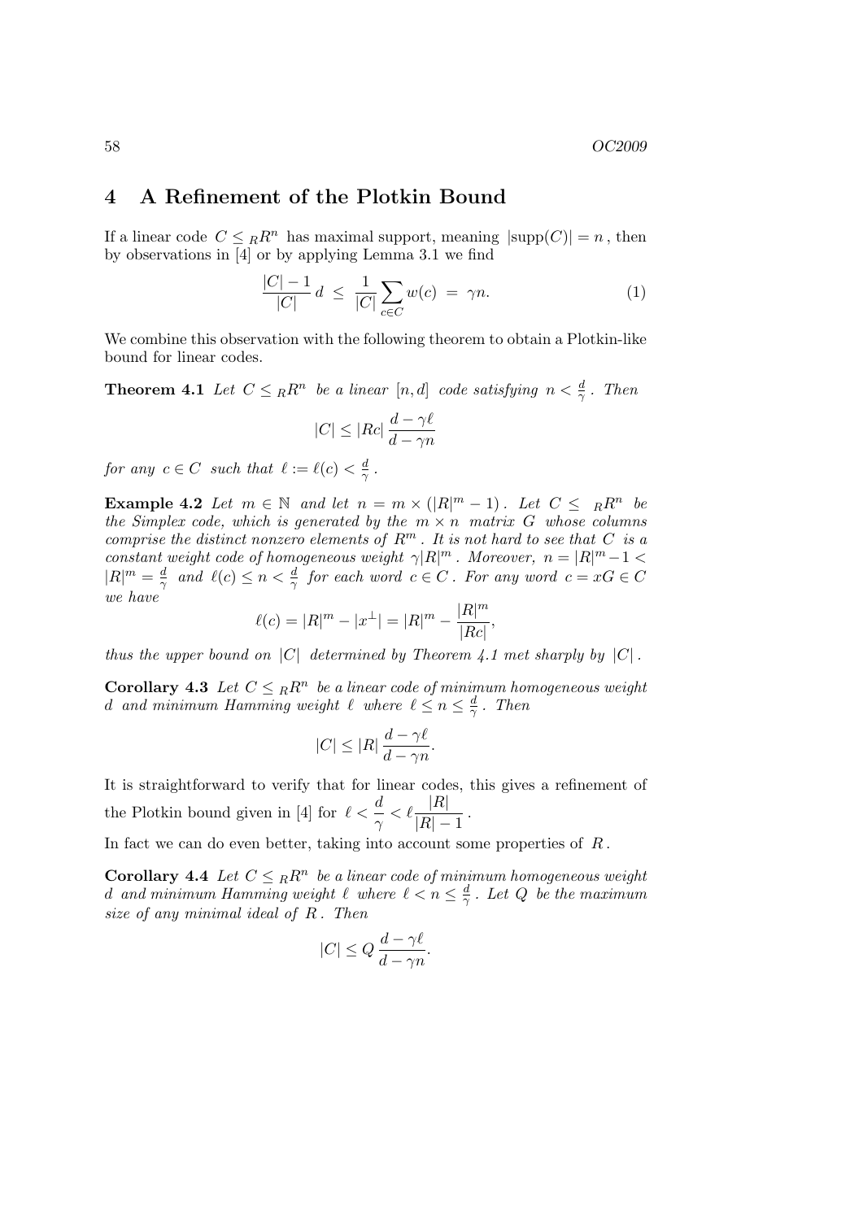## 4 A Refinement of the Plotkin Bound

If a linear code $C \leq {}_R R^n$ has maximal support, meaning $|\mathrm{supp}(C)| = n$, then by observations in [4] or by applying Lemma 3.1 we find

$$\frac{|C|-1}{|C|}\, d \;\leq\; \frac{1}{|C|}\sum_{c\in C} w(c) \;=\; \gamma n. \tag{1}$$

We combine this observation with the following theorem to obtain a Plotkin-like bound for linear codes.

**Theorem 4.1** *Let $C \leq {}_R R^n$ be a linear $[n, d]$ code satisfying $n < \frac{d}{\gamma}$. Then*

$$|C| \leq |Rc|\, \frac{d - \gamma\ell}{d - \gamma n}$$

*for any $c \in C$ such that $\ell := \ell(c) < \frac{d}{\gamma}$.*

**Example 4.2** *Let $m \in \mathbb{N}$ and let $n = m \times (|R|^m - 1)$. Let $C \leq {}_R R^n$ be the Simplex code, which is generated by the $m \times n$ matrix $G$ whose columns comprise the distinct nonzero elements of $R^m$. It is not hard to see that $C$ is a constant weight code of homogeneous weight $\gamma|R|^m$. Moreover, $n = |R|^m - 1 < |R|^m = \frac{d}{\gamma}$ and $\ell(c) \leq n < \frac{d}{\gamma}$ for each word $c \in C$. For any word $c = xG \in C$ we have*

$$\ell(c) = |R|^m - |x^{\perp}| = |R|^m - \frac{|R|^m}{|Rc|},$$

*thus the upper bound on $|C|$ determined by Theorem 4.1 met sharply by $|C|$.*

**Corollary 4.3** *Let $C \leq {}_R R^n$ be a linear code of minimum homogeneous weight $d$ and minimum Hamming weight $\ell$ where $\ell \leq n \leq \frac{d}{\gamma}$. Then*

$$|C| \leq |R|\, \frac{d - \gamma\ell}{d - \gamma n}.$$

It is straightforward to verify that for linear codes, this gives a refinement of the Plotkin bound given in [4] for $\ell < \dfrac{d}{\gamma} < \ell\dfrac{|R|}{|R|-1}$.

In fact we can do even better, taking into account some properties of $R$.

**Corollary 4.4** *Let $C \leq {}_R R^n$ be a linear code of minimum homogeneous weight $d$ and minimum Hamming weight $\ell$ where $\ell < n \leq \frac{d}{\gamma}$. Let $Q$ be the maximum size of any minimal ideal of $R$. Then*

$$|C| \leq Q\, \frac{d - \gamma\ell}{d - \gamma n}.$$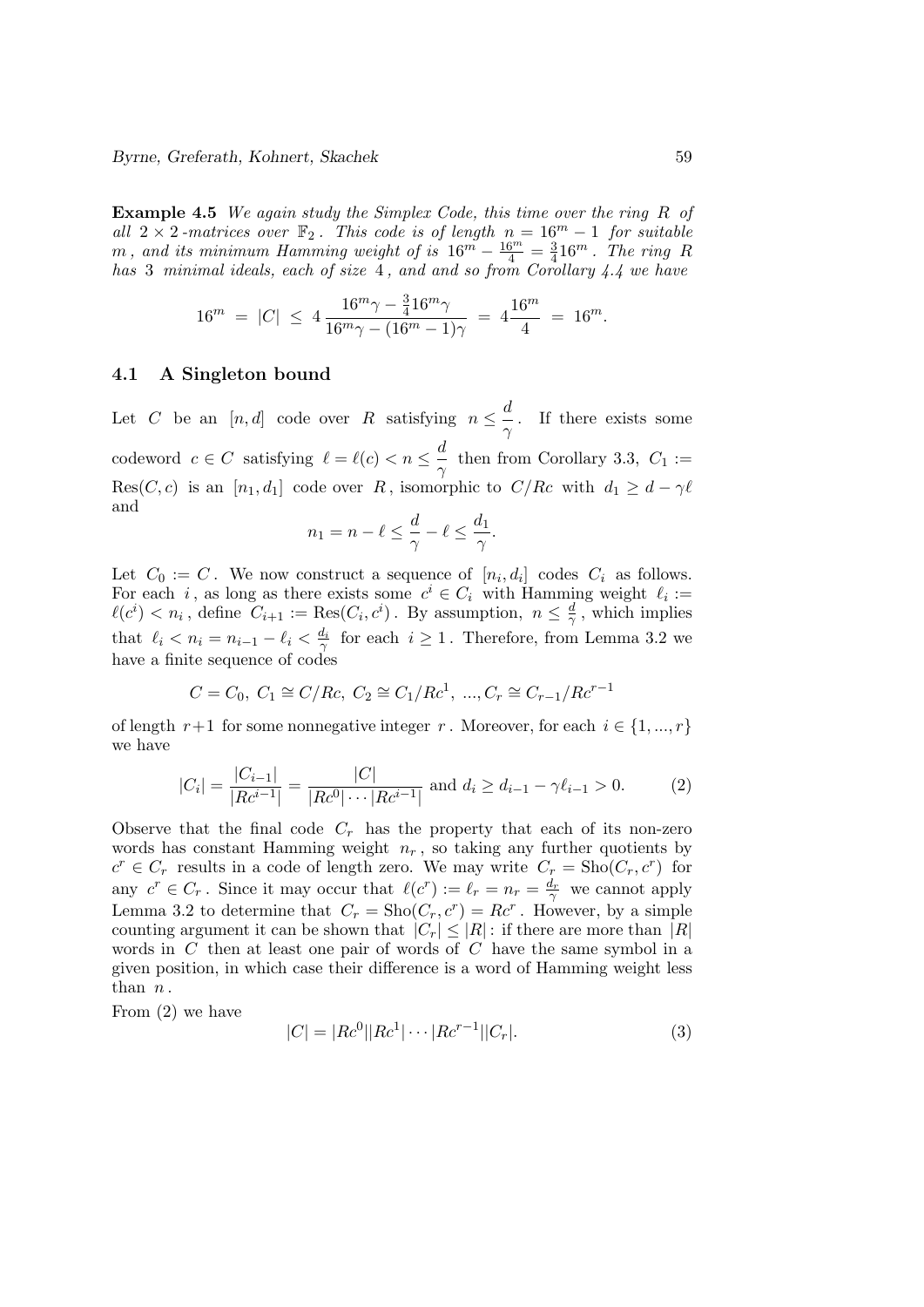**Example 4.5** *We again study the Simplex Code, this time over the ring $R$ of all $2\times 2$-matrices over $\mathbb{F}_2$. This code is of length $n = 16^m - 1$ for suitable $m$, and its minimum Hamming weight of is $16^m - \frac{16^m}{4} = \frac{3}{4}16^m$. The ring $R$ has 3 minimal ideals, each of size 4, and and so from Corollary 4.4 we have*

$$16^m \;=\; |C| \;\le\; 4\,\frac{16^m\gamma - \frac{3}{4}16^m\gamma}{16^m\gamma - (16^m-1)\gamma} \;=\; 4\frac{16^m}{4} \;=\; 16^m.$$

### 4.1 A Singleton bound

Let $C$ be an $[n,d]$ code over $R$ satisfying $n \le \dfrac{d}{\gamma}$. If there exists some codeword $c \in C$ satisfying $\ell = \ell(c) < n \le \dfrac{d}{\gamma}$ then from Corollary 3.3, $C_1 := \mathrm{Res}(C,c)$ is an $[n_1,d_1]$ code over $R$, isomorphic to $C/Rc$ with $d_1 \ge d - \gamma\ell$ and

$$n_1 = n - \ell \le \frac{d}{\gamma} - \ell \le \frac{d_1}{\gamma}.$$

Let $C_0 := C$. We now construct a sequence of $[n_i,d_i]$ codes $C_i$ as follows. For each $i$, as long as there exists some $c^i \in C_i$ with Hamming weight $\ell_i := \ell(c^i) < n_i$, define $C_{i+1} := \mathrm{Res}(C_i,c^i)$. By assumption, $n \le \frac{d}{\gamma}$, which implies that $\ell_i < n_i = n_{i-1} - \ell_i < \frac{d_i}{\gamma}$ for each $i \ge 1$. Therefore, from Lemma 3.2 we have a finite sequence of codes

$$C = C_0,\; C_1 \cong C/Rc,\; C_2 \cong C_1/Rc^1,\; ..., C_r \cong C_{r-1}/Rc^{r-1}$$

of length $r+1$ for some nonnegative integer $r$. Moreover, for each $i \in \{1,...,r\}$ we have

$$|C_i| = \frac{|C_{i-1}|}{|Rc^{i-1}|} = \frac{|C|}{|Rc^0|\cdots|Rc^{i-1}|} \text{ and } d_i \ge d_{i-1} - \gamma\ell_{i-1} > 0. \tag{2}$$

Observe that the final code $C_r$ has the property that each of its non-zero words has constant Hamming weight $n_r$, so taking any further quotients by $c^r \in C_r$ results in a code of length zero. We may write $C_r = \mathrm{Sho}(C_r,c^r)$ for any $c^r \in C_r$. Since it may occur that $\ell(c^r) := \ell_r = n_r = \frac{d_r}{\gamma}$ we cannot apply Lemma 3.2 to determine that $C_r = \mathrm{Sho}(C_r,c^r) = Rc^r$. However, by a simple counting argument it can be shown that $|C_r| \le |R|$: if there are more than $|R|$ words in $C$ then at least one pair of words of $C$ have the same symbol in a given position, in which case their difference is a word of Hamming weight less than $n$.

From (2) we have

$$|C| = |Rc^0||Rc^1|\cdots|Rc^{r-1}||C_r|. \tag{3}$$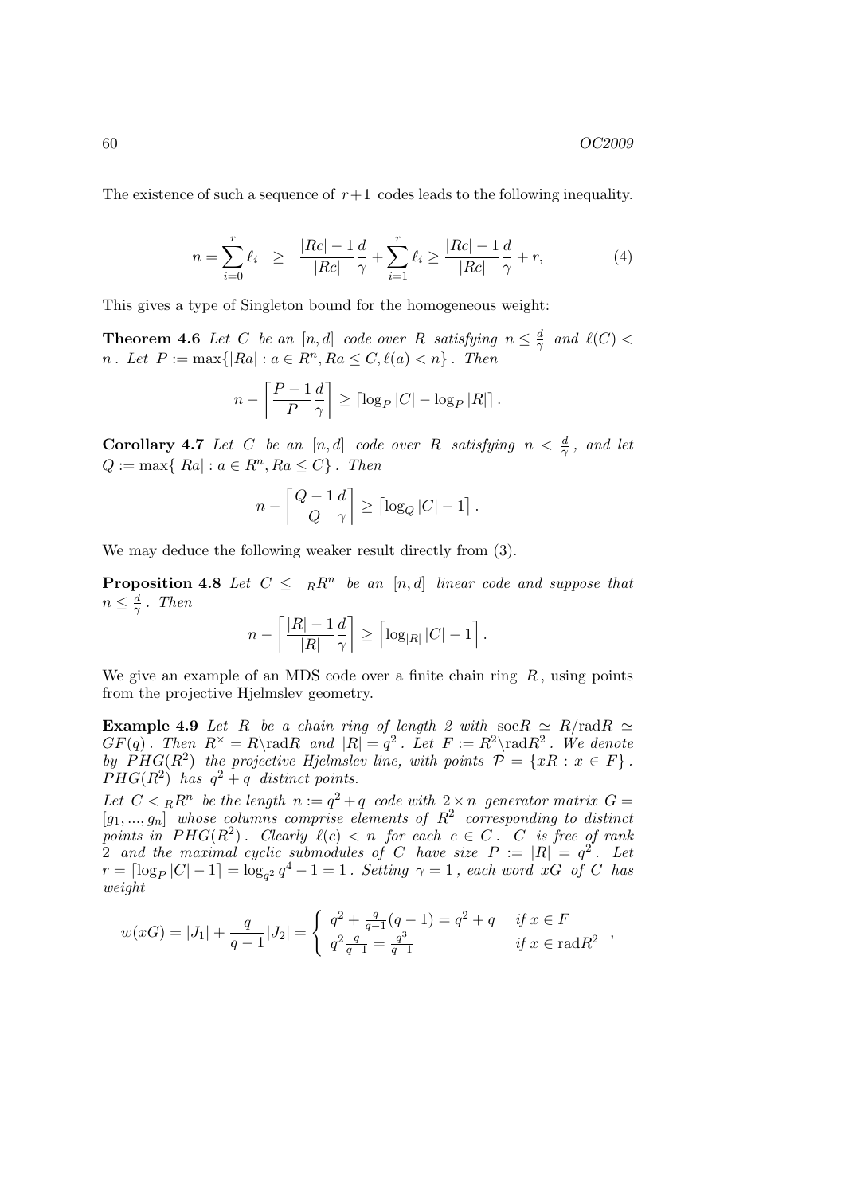The existence of such a sequence of $r+1$ codes leads to the following inequality.

$$n = \sum_{i=0}^{r} \ell_i \;\; \geq \;\; \frac{|Rc|-1}{|Rc|}\frac{d}{\gamma} + \sum_{i=1}^{r} \ell_i \geq \frac{|Rc|-1}{|Rc|}\frac{d}{\gamma} + r, \tag{4}$$

This gives a type of Singleton bound for the homogeneous weight:

**Theorem 4.6** *Let $C$ be an $[n,d]$ code over $R$ satisfying $n \leq \frac{d}{\gamma}$ and $\ell(C) < n$. Let $P := \max\{|Ra| : a \in R^n, Ra \leq C, \ell(a) < n\}$. Then*

$$n - \left\lceil \frac{P-1}{P}\frac{d}{\gamma} \right\rceil \geq \left\lceil \log_P |C| - \log_P |R| \right\rceil .$$

**Corollary 4.7** *Let $C$ be an $[n,d]$ code over $R$ satisfying $n < \frac{d}{\gamma}$, and let $Q := \max\{|Ra| : a \in R^n, Ra \leq C\}$. Then*

$$n - \left\lceil \frac{Q-1}{Q}\frac{d}{\gamma} \right\rceil \geq \left\lceil \log_Q |C| - 1 \right\rceil .$$

We may deduce the following weaker result directly from (3).

**Proposition 4.8** *Let $C \leq \; _R R^n$ be an $[n,d]$ linear code and suppose that $n \leq \frac{d}{\gamma}$. Then*

$$n - \left\lceil \frac{|R|-1}{|R|}\frac{d}{\gamma} \right\rceil \geq \left\lceil \log_{|R|} |C| - 1 \right\rceil .$$

We give an example of an MDS code over a finite chain ring $R$, using points from the projective Hjelmslev geometry.

**Example 4.9** *Let $R$ be a chain ring of length 2 with $\mathrm{soc}R \simeq R/\mathrm{rad}R \simeq GF(q)$. Then $R^\times = R \backslash \mathrm{rad}R$ and $|R| = q^2$. Let $F := R^2 \backslash \mathrm{rad}R^2$. We denote by $PHG(R^2)$ the projective Hjelmslev line, with points $\mathcal{P} = \{xR : x \in F\}$. $PHG(R^2)$ has $q^2+q$ distinct points.*

*Let $C <_R R^n$ be the length $n := q^2+q$ code with $2 \times n$ generator matrix $G = [g_1, ..., g_n]$ whose columns comprise elements of $R^2$ corresponding to distinct points in $PHG(R^2)$. Clearly $\ell(c) < n$ for each $c \in C$. $C$ is free of rank 2 and the maximal cyclic submodules of $C$ have size $P := |R| = q^2$. Let $r = \lceil \log_P |C| - 1 \rceil = \log_{q^2} q^4 - 1 = 1$. Setting $\gamma = 1$, each word $xG$ of $C$ has weight*

$$w(xG) = |J_1| + \frac{q}{q-1}|J_2| = \begin{cases} q^2 + \frac{q}{q-1}(q-1) = q^2+q & \text{if } x \in F \\ q^2 \frac{q}{q-1} = \frac{q^3}{q-1} & \text{if } x \in \mathrm{rad}R^2 \end{cases} ,$$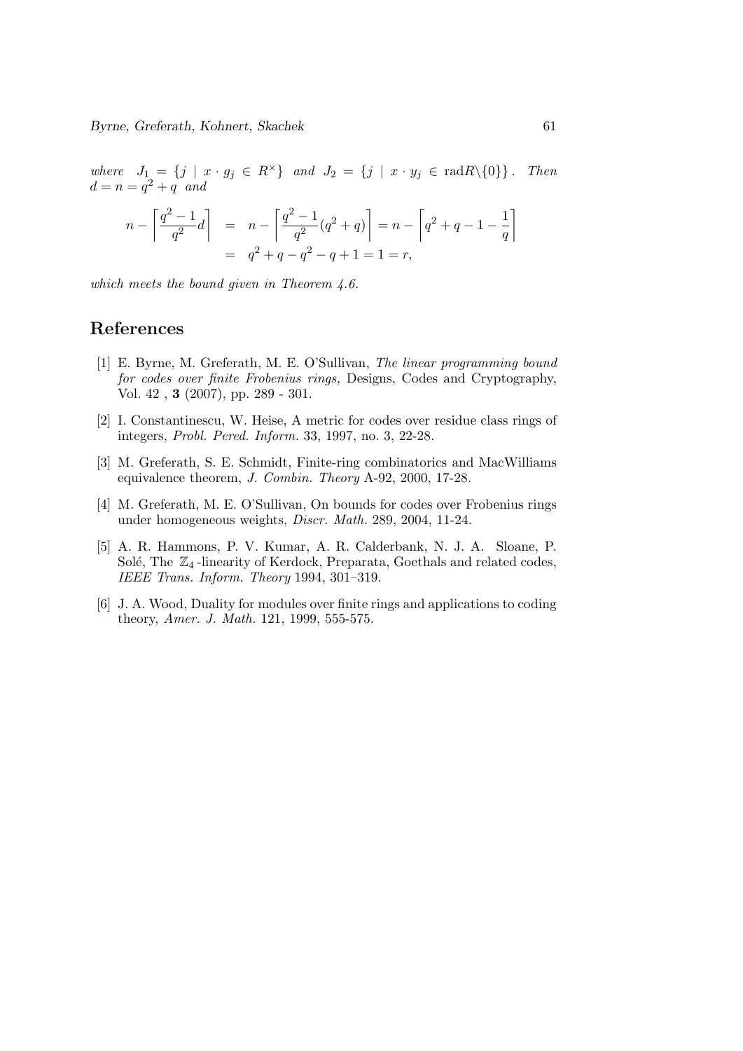*where* $J_1 = \{j \mid x \cdot g_j \in R^\times\}$ *and* $J_2 = \{j \mid x \cdot y_j \in \mathrm{rad}R\backslash\{0\}\}$. *Then* $d = n = q^2 + q$ *and*

$$\begin{aligned} n - \left\lceil \frac{q^2-1}{q^2} d \right\rceil &= n - \left\lceil \frac{q^2-1}{q^2}(q^2+q) \right\rceil = n - \left\lceil q^2 + q - 1 - \frac{1}{q} \right\rceil \\ &= q^2 + q - q^2 - q + 1 = 1 = r, \end{aligned}$$

*which meets the bound given in Theorem 4.6.*

## References

[1] E. Byrne, M. Greferath, M. E. O'Sullivan, *The linear programming bound for codes over finite Frobenius rings,* Designs, Codes and Cryptography, Vol. 42 , **3** (2007), pp. 289 - 301.

[2] I. Constantinescu, W. Heise, A metric for codes over residue class rings of integers, *Probl. Pered. Inform.* 33, 1997, no. 3, 22-28.

[3] M. Greferath, S. E. Schmidt, Finite-ring combinatorics and MacWilliams equivalence theorem, *J. Combin. Theory* A-92, 2000, 17-28.

[4] M. Greferath, M. E. O'Sullivan, On bounds for codes over Frobenius rings under homogeneous weights, *Discr. Math.* 289, 2004, 11-24.

[5] A. R. Hammons, P. V. Kumar, A. R. Calderbank, N. J. A. Sloane, P. Solé, The $\mathbb{Z}_4$-linearity of Kerdock, Preparata, Goethals and related codes, *IEEE Trans. Inform. Theory* 1994, 301–319.

[6] J. A. Wood, Duality for modules over finite rings and applications to coding theory, *Amer. J. Math.* 121, 1999, 555-575.